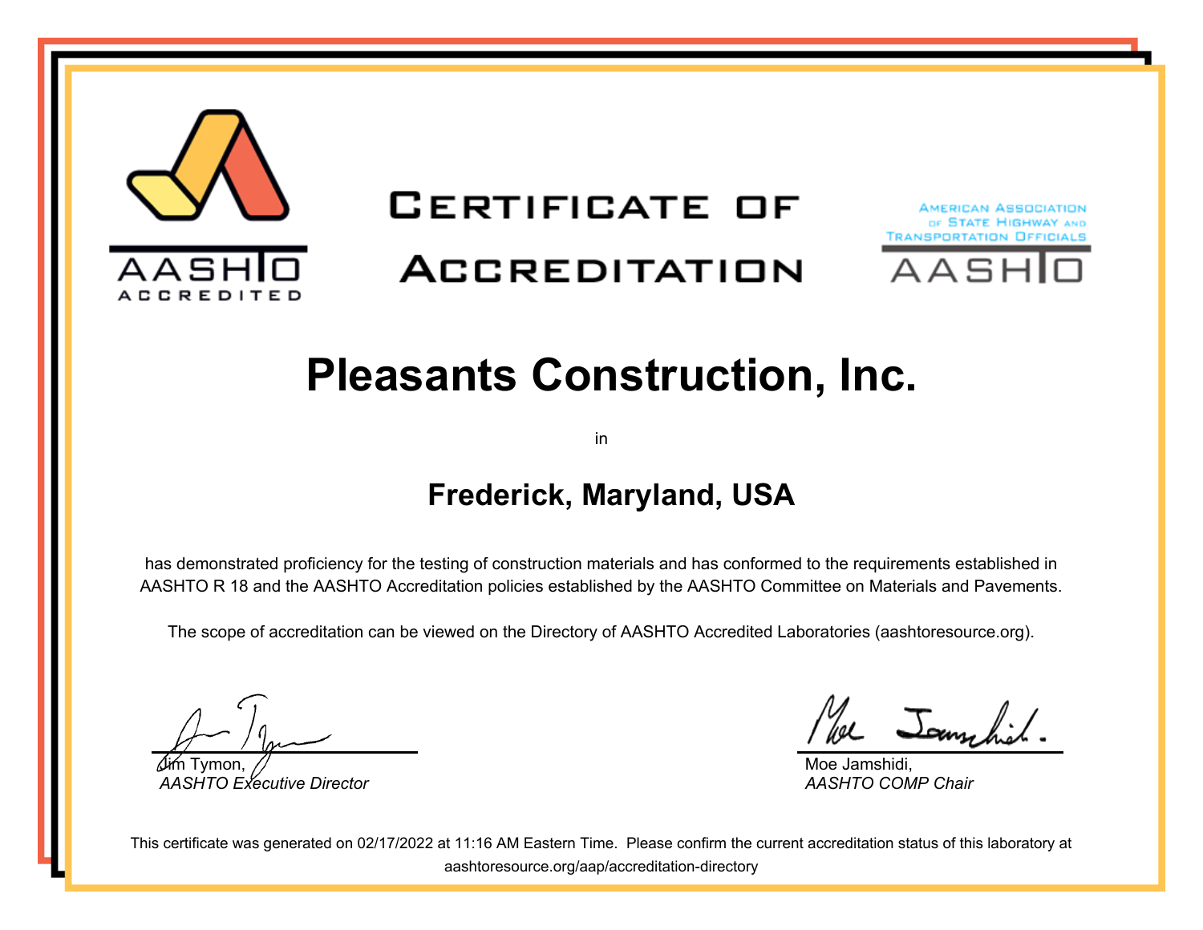AASHTO ACCREDITED

# CERTIFICATE OF ACCREDITATION

AMERICAN ASSOCIATION OF STATE HIGHWAY AND TRANSPORTATION OFFICIALS

AASHTO

# Pleasants Construction, Inc.

in

## Frederick, Maryland, USA

has demonstrated proficiency for the testing of construction materials and has conformed to the requirements established in AASHTO R 18 and the AASHTO Accreditation policies established by the AASHTO Committee on Materials and Pavements.

The scope of accreditation can be viewed on the Directory of AASHTO Accredited Laboratories (aashtoresource.org).

Jim Tymon,
*AASHTO Executive Director*

Moe Jamshidi,
*AASHTO COMP Chair*

This certificate was generated on 02/17/2022 at 11:16 AM Eastern Time. Please confirm the current accreditation status of this laboratory at aashtoresource.org/aap/accreditation-directory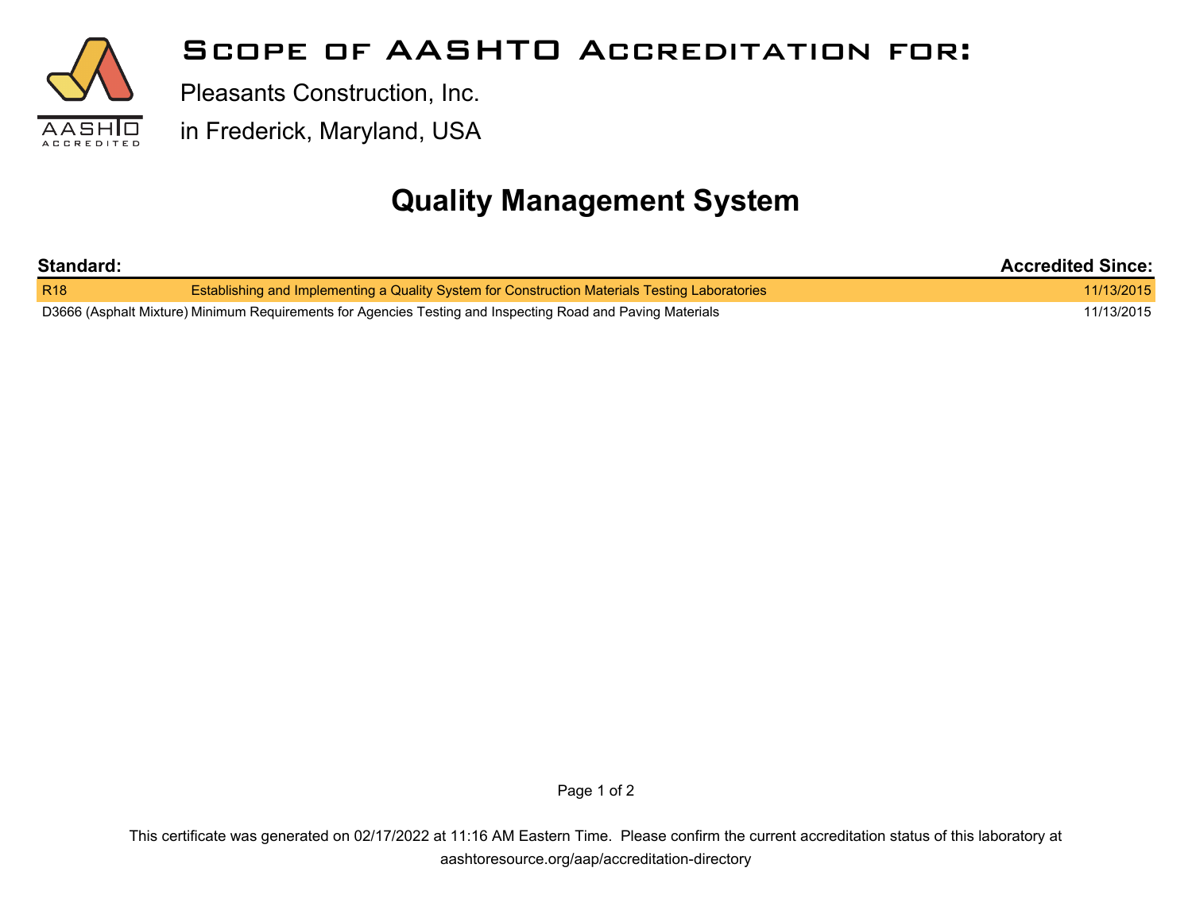# Scope of AASHTO Accreditation for:

Pleasants Construction, Inc.

in Frederick, Maryland, USA

## Quality Management System

| Standard: | | Accredited Since: |
|---|---|---|
| R18 | Establishing and Implementing a Quality System for Construction Materials Testing Laboratories | 11/13/2015 |
| D3666 (Asphalt Mixture) | Minimum Requirements for Agencies Testing and Inspecting Road and Paving Materials | 11/13/2015 |

This certificate was generated on 02/17/2022 at 11:16 AM Eastern Time. Please confirm the current accreditation status of this laboratory at aashtoresource.org/aap/accreditation-directory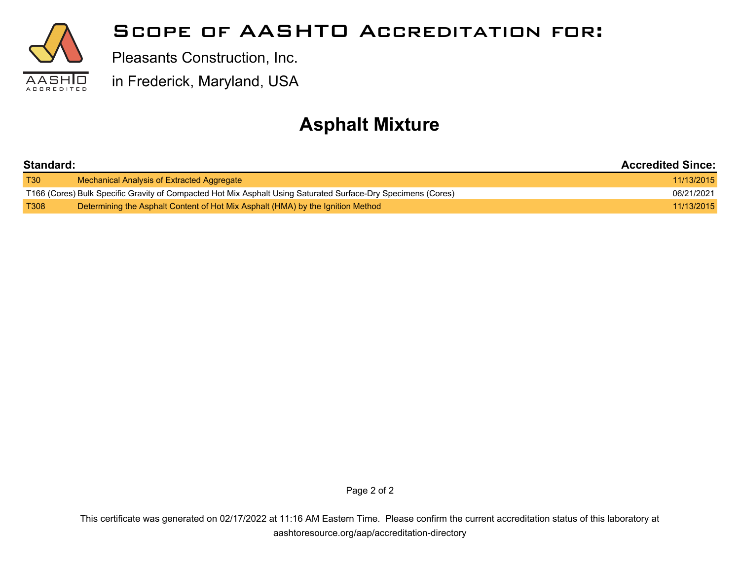# Scope of AASHTO Accreditation for:

Pleasants Construction, Inc.

in Frederick, Maryland, USA

## Asphalt Mixture

| Standard: | | Accredited Since: |
|---|---|---|
| T30 | Mechanical Analysis of Extracted Aggregate | 11/13/2015 |
| T166 (Cores) | Bulk Specific Gravity of Compacted Hot Mix Asphalt Using Saturated Surface-Dry Specimens (Cores) | 06/21/2021 |
| T308 | Determining the Asphalt Content of Hot Mix Asphalt (HMA) by the Ignition Method | 11/13/2015 |

This certificate was generated on 02/17/2022 at 11:16 AM Eastern Time. Please confirm the current accreditation status of this laboratory at aashtoresource.org/aap/accreditation-directory